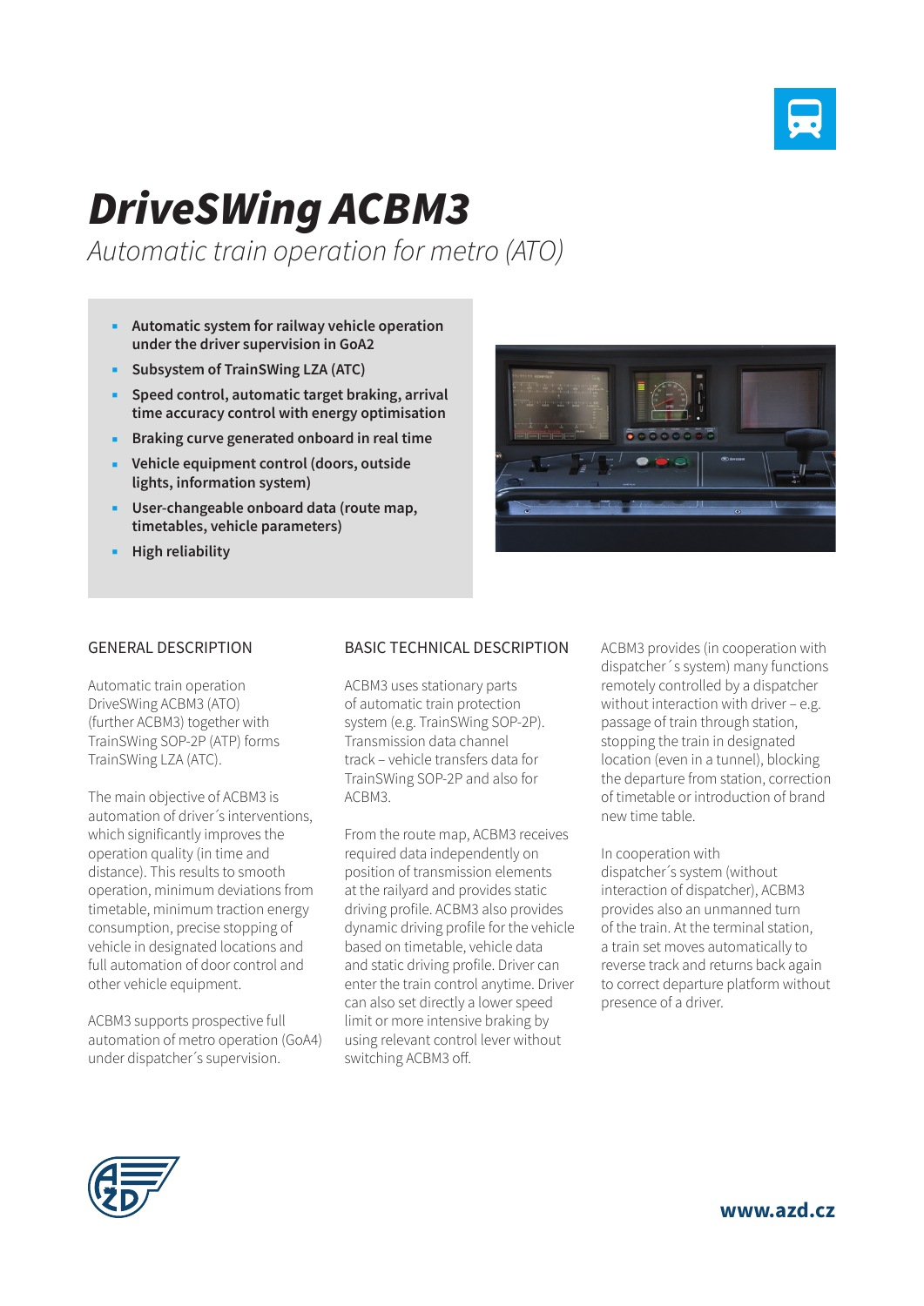# *DriveSWing ACBM3*

*Automatic train operation for metro (ATO)*

- **Automatic system for railway vehicle operation under the driver supervision in GoA2**
- **Subsystem of TrainSWing LZA (ATC)**
- **Speed control, automatic target braking, arrival time accuracy control with energy optimisation**
- **Braking curve generated onboard in real time**
- **Vehicle equipment control (doors, outside lights, information system)**
- **User-changeable onboard data (route map, timetables, vehicle parameters)**
- **High reliability**

## GENERAL DESCRIPTION

Automatic train operation DriveSWing ACBM3 (ATO) (further ACBM3) together with TrainSWing SOP-2P (ATP) forms TrainSWing LZA (ATC).

The main objective of ACBM3 is automation of driver´s interventions, which significantly improves the operation quality (in time and distance). This results to smooth operation, minimum deviations from timetable, minimum traction energy consumption, precise stopping of vehicle in designated locations and full automation of door control and other vehicle equipment.

ACBM3 supports prospective full automation of metro operation (GoA4) under dispatcher´s supervision.

## BASIC TECHNICAL DESCRIPTION

ACBM3 uses stationary parts of automatic train protection system (e.g. TrainSWing SOP-2P). Transmission data channel track – vehicle transfers data for TrainSWing SOP-2P and also for ACBM3.

From the route map, ACBM3 receives required data independently on position of transmission elements at the railyard and provides static driving profile. ACBM3 also provides dynamic driving profile for the vehicle based on timetable, vehicle data and static driving profile. Driver can enter the train control anytime. Driver can also set directly a lower speed limit or more intensive braking by using relevant control lever without switching ACBM3 off.

ACBM3 provides (in cooperation with dispatcher´s system) many functions remotely controlled by a dispatcher without interaction with driver – e.g. passage of train through station, stopping the train in designated location (even in a tunnel), blocking the departure from station, correction of timetable or introduction of brand new time table.

In cooperation with dispatcher´s system (without interaction of dispatcher), ACBM3 provides also an unmanned turn of the train. At the terminal station, a train set moves automatically to reverse track and returns back again to correct departure platform without presence of a driver.

**www.azd.cz**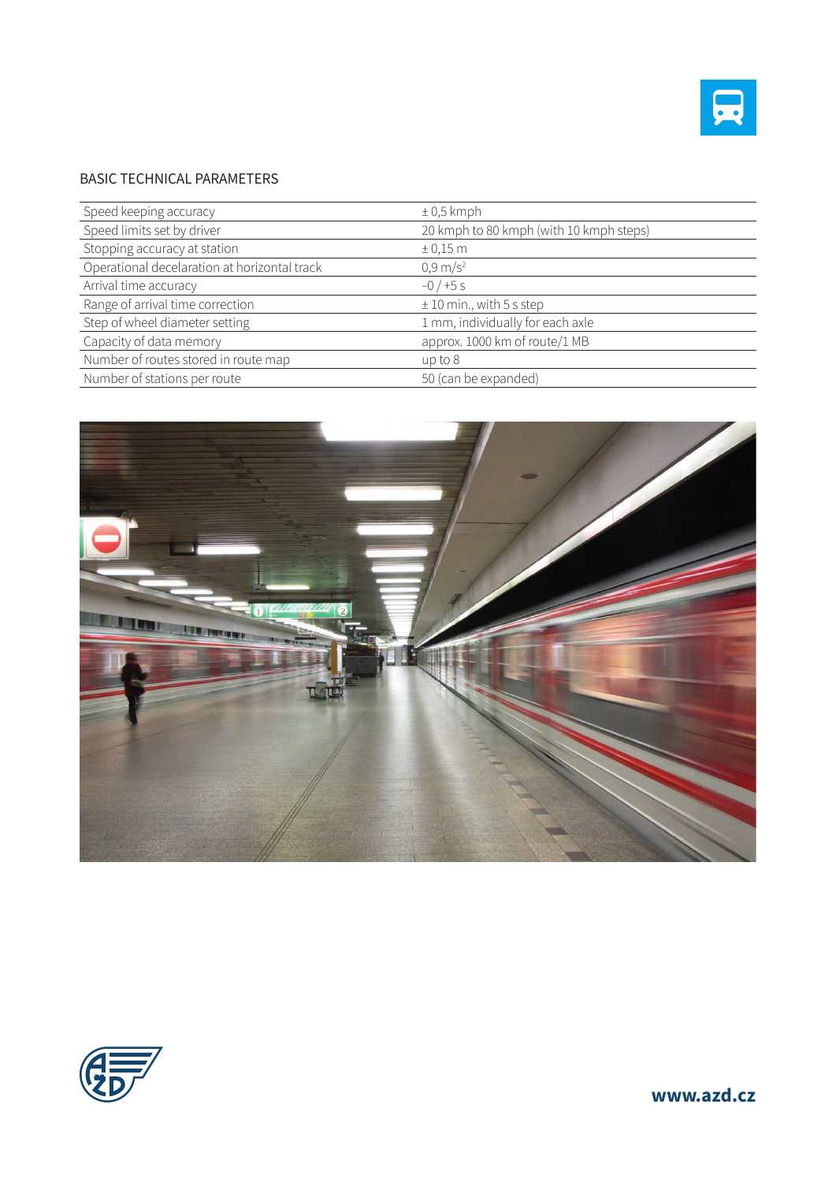## BASIC TECHNICAL PARAMETERS

| | |
|---|---|
| Speed keeping accuracy | ± 0,5 kmph |
| Speed limits set by driver | 20 kmph to 80 kmph (with 10 kmph steps) |
| Stopping accuracy at station | ± 0,15 m |
| Operational decelaration at horizontal track | 0,9 m/s$^2$ |
| Arrival time accuracy | −0 / +5 s |
| Range of arrival time correction | ± 10 min., with 5 s step |
| Step of wheel diameter setting | 1 mm, individually for each axle |
| Capacity of data memory | approx. 1000 km of route/1 MB |
| Number of routes stored in route map | up to 8 |
| Number of stations per route | 50 (can be expanded) |

**www.azd.cz**